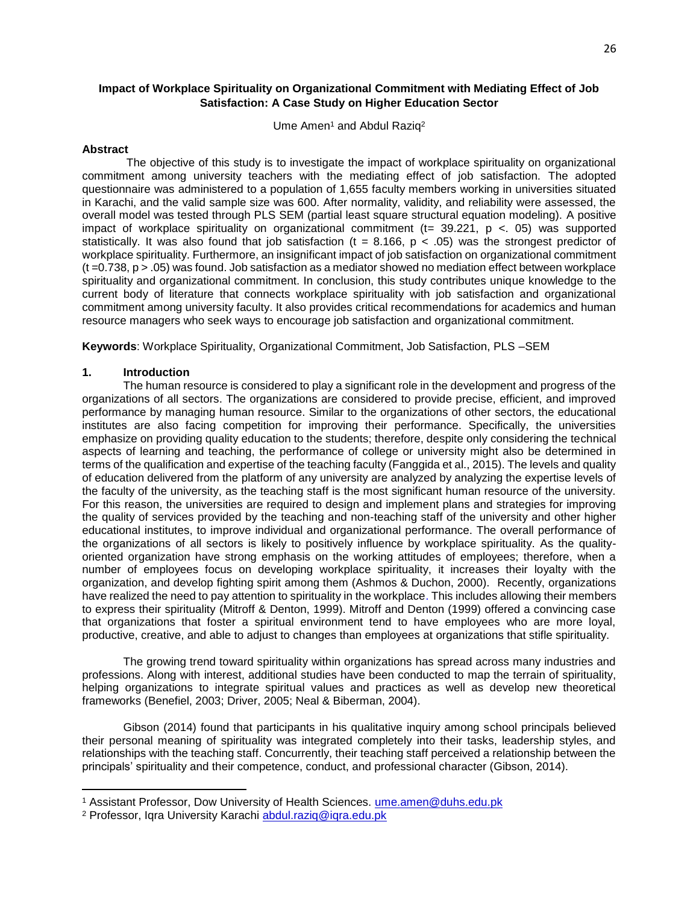# Impact of Workplace Spirituality on Organizational Commitment with Mediating Effect of Job Satisfaction: A Case Study on Higher Education Sector

Ume Amen[1] and Abdul Raziq[2]

## Abstract

The objective of this study is to investigate the impact of workplace spirituality on organizational commitment among university teachers with the mediating effect of job satisfaction. The adopted questionnaire was administered to a population of 1,655 faculty members working in universities situated in Karachi, and the valid sample size was 600. After normality, validity, and reliability were assessed, the overall model was tested through PLS SEM (partial least square structural equation modeling). A positive impact of workplace spirituality on organizational commitment ($t = 39.221$, $p < .05$) was supported statistically. It was also found that job satisfaction ($t = 8.166$, $p < .05$) was the strongest predictor of workplace spirituality. Furthermore, an insignificant impact of job satisfaction on organizational commitment ($t = 0.738$, $p > .05$) was found. Job satisfaction as a mediator showed no mediation effect between workplace spirituality and organizational commitment. In conclusion, this study contributes unique knowledge to the current body of literature that connects workplace spirituality with job satisfaction and organizational commitment among university faculty. It also provides critical recommendations for academics and human resource managers who seek ways to encourage job satisfaction and organizational commitment.

**Keywords**: Workplace Spirituality, Organizational Commitment, Job Satisfaction, PLS –SEM

## 1. Introduction

The human resource is considered to play a significant role in the development and progress of the organizations of all sectors. The organizations are considered to provide precise, efficient, and improved performance by managing human resource. Similar to the organizations of other sectors, the educational institutes are also facing competition for improving their performance. Specifically, the universities emphasize on providing quality education to the students; therefore, despite only considering the technical aspects of learning and teaching, the performance of college or university might also be determined in terms of the qualification and expertise of the teaching faculty (Fanggida et al., 2015). The levels and quality of education delivered from the platform of any university are analyzed by analyzing the expertise levels of the faculty of the university, as the teaching staff is the most significant human resource of the university. For this reason, the universities are required to design and implement plans and strategies for improving the quality of services provided by the teaching and non-teaching staff of the university and other higher educational institutes, to improve individual and organizational performance. The overall performance of the organizations of all sectors is likely to positively influence by workplace spirituality. As the quality-oriented organization have strong emphasis on the working attitudes of employees; therefore, when a number of employees focus on developing workplace spirituality, it increases their loyalty with the organization, and develop fighting spirit among them (Ashmos & Duchon, 2000). Recently, organizations have realized the need to pay attention to spirituality in the workplace. This includes allowing their members to express their spirituality (Mitroff & Denton, 1999). Mitroff and Denton (1999) offered a convincing case that organizations that foster a spiritual environment tend to have employees who are more loyal, productive, creative, and able to adjust to changes than employees at organizations that stifle spirituality.

The growing trend toward spirituality within organizations has spread across many industries and professions. Along with interest, additional studies have been conducted to map the terrain of spirituality, helping organizations to integrate spiritual values and practices as well as develop new theoretical frameworks (Benefiel, 2003; Driver, 2005; Neal & Biberman, 2004).

Gibson (2014) found that participants in his qualitative inquiry among school principals believed their personal meaning of spirituality was integrated completely into their tasks, leadership styles, and relationships with the teaching staff. Concurrently, their teaching staff perceived a relationship between the principals' spirituality and their competence, conduct, and professional character (Gibson, 2014).

---

[1] Assistant Professor, Dow University of Health Sciences. ume.amen@duhs.edu.pk

[2] Professor, Iqra University Karachi abdul.raziq@iqra.edu.pk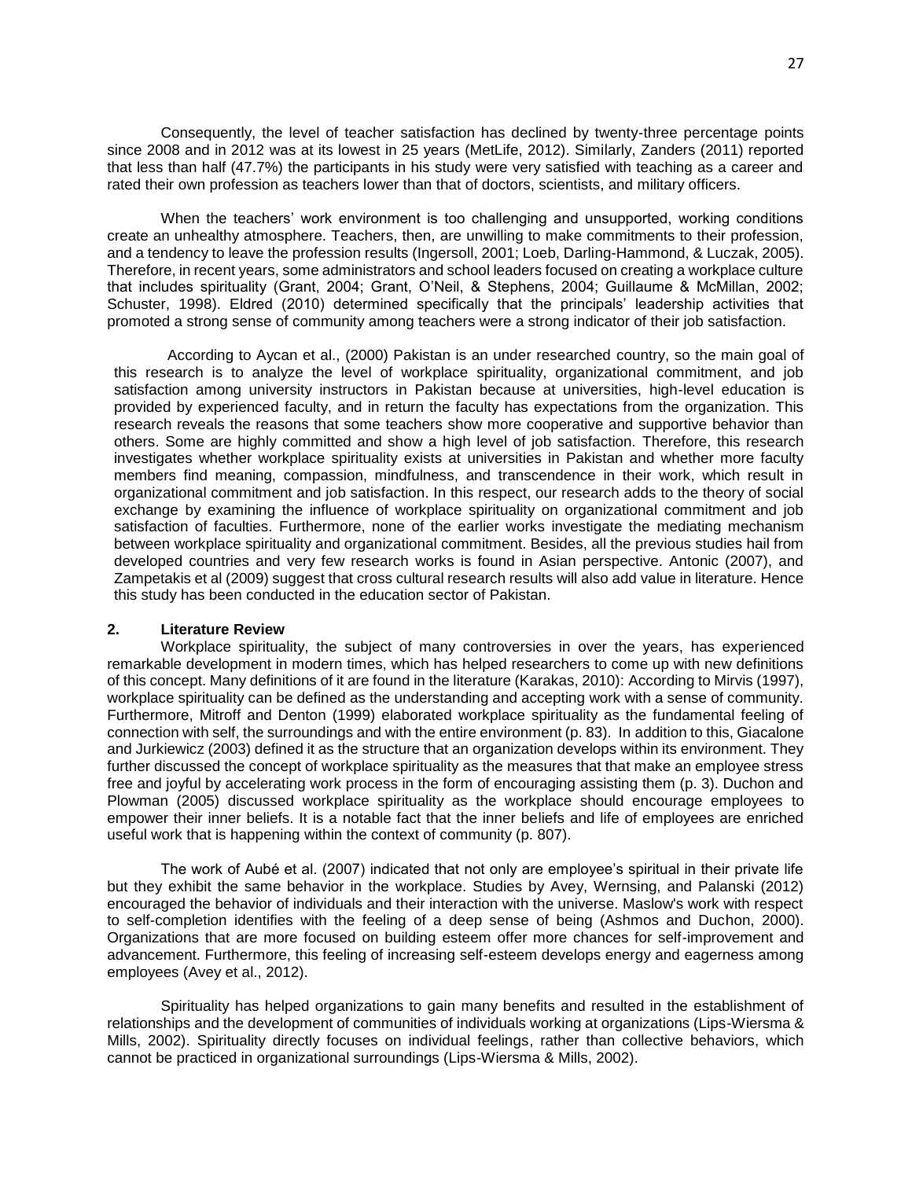Consequently, the level of teacher satisfaction has declined by twenty-three percentage points since 2008 and in 2012 was at its lowest in 25 years (MetLife, 2012). Similarly, Zanders (2011) reported that less than half (47.7%) the participants in his study were very satisfied with teaching as a career and rated their own profession as teachers lower than that of doctors, scientists, and military officers.

When the teachers' work environment is too challenging and unsupported, working conditions create an unhealthy atmosphere. Teachers, then, are unwilling to make commitments to their profession, and a tendency to leave the profession results (Ingersoll, 2001; Loeb, Darling-Hammond, & Luczak, 2005). Therefore, in recent years, some administrators and school leaders focused on creating a workplace culture that includes spirituality (Grant, 2004; Grant, O'Neil, & Stephens, 2004; Guillaume & McMillan, 2002; Schuster, 1998). Eldred (2010) determined specifically that the principals' leadership activities that promoted a strong sense of community among teachers were a strong indicator of their job satisfaction.

According to Aycan et al., (2000) Pakistan is an under researched country, so the main goal of this research is to analyze the level of workplace spirituality, organizational commitment, and job satisfaction among university instructors in Pakistan because at universities, high-level education is provided by experienced faculty, and in return the faculty has expectations from the organization. This research reveals the reasons that some teachers show more cooperative and supportive behavior than others. Some are highly committed and show a high level of job satisfaction. Therefore, this research investigates whether workplace spirituality exists at universities in Pakistan and whether more faculty members find meaning, compassion, mindfulness, and transcendence in their work, which result in organizational commitment and job satisfaction. In this respect, our research adds to the theory of social exchange by examining the influence of workplace spirituality on organizational commitment and job satisfaction of faculties. Furthermore, none of the earlier works investigate the mediating mechanism between workplace spirituality and organizational commitment. Besides, all the previous studies hail from developed countries and very few research works is found in Asian perspective. Antonic (2007), and Zampetakis et al (2009) suggest that cross cultural research results will also add value in literature. Hence this study has been conducted in the education sector of Pakistan.

## 2. Literature Review

Workplace spirituality, the subject of many controversies in over the years, has experienced remarkable development in modern times, which has helped researchers to come up with new definitions of this concept. Many definitions of it are found in the literature (Karakas, 2010): According to Mirvis (1997), workplace spirituality can be defined as the understanding and accepting work with a sense of community. Furthermore, Mitroff and Denton (1999) elaborated workplace spirituality as the fundamental feeling of connection with self, the surroundings and with the entire environment (p. 83). In addition to this, Giacalone and Jurkiewicz (2003) defined it as the structure that an organization develops within its environment. They further discussed the concept of workplace spirituality as the measures that that make an employee stress free and joyful by accelerating work process in the form of encouraging assisting them (p. 3). Duchon and Plowman (2005) discussed workplace spirituality as the workplace should encourage employees to empower their inner beliefs. It is a notable fact that the inner beliefs and life of employees are enriched useful work that is happening within the context of community (p. 807).

The work of Aubé et al. (2007) indicated that not only are employee's spiritual in their private life but they exhibit the same behavior in the workplace. Studies by Avey, Wernsing, and Palanski (2012) encouraged the behavior of individuals and their interaction with the universe. Maslow's work with respect to self-completion identifies with the feeling of a deep sense of being (Ashmos and Duchon, 2000). Organizations that are more focused on building esteem offer more chances for self-improvement and advancement. Furthermore, this feeling of increasing self-esteem develops energy and eagerness among employees (Avey et al., 2012).

Spirituality has helped organizations to gain many benefits and resulted in the establishment of relationships and the development of communities of individuals working at organizations (Lips-Wiersma & Mills, 2002). Spirituality directly focuses on individual feelings, rather than collective behaviors, which cannot be practiced in organizational surroundings (Lips-Wiersma & Mills, 2002).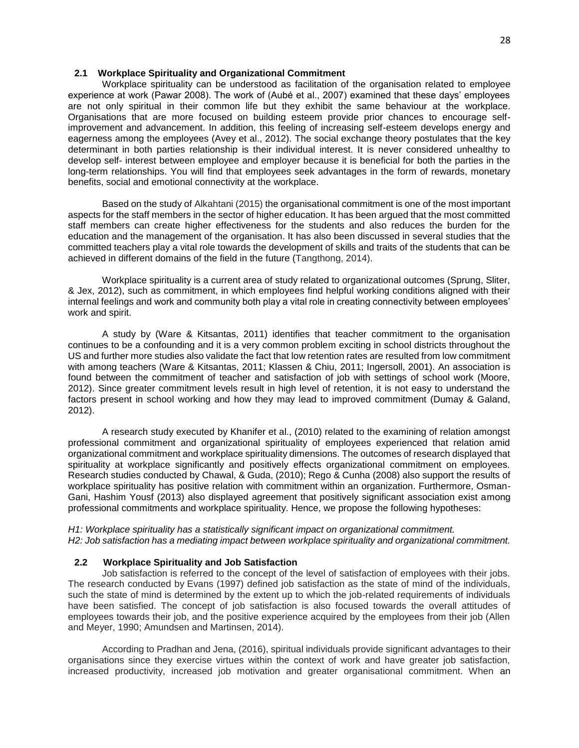## 2.1 Workplace Spirituality and Organizational Commitment

Workplace spirituality can be understood as facilitation of the organisation related to employee experience at work (Pawar 2008). The work of (Aubé et al., 2007) examined that these days' employees are not only spiritual in their common life but they exhibit the same behaviour at the workplace. Organisations that are more focused on building esteem provide prior chances to encourage self-improvement and advancement. In addition, this feeling of increasing self-esteem develops energy and eagerness among the employees (Avey et al., 2012). The social exchange theory postulates that the key determinant in both parties relationship is their individual interest. It is never considered unhealthy to develop self- interest between employee and employer because it is beneficial for both the parties in the long-term relationships. You will find that employees seek advantages in the form of rewards, monetary benefits, social and emotional connectivity at the workplace.

Based on the study of Alkahtani (2015) the organisational commitment is one of the most important aspects for the staff members in the sector of higher education. It has been argued that the most committed staff members can create higher effectiveness for the students and also reduces the burden for the education and the management of the organisation. It has also been discussed in several studies that the committed teachers play a vital role towards the development of skills and traits of the students that can be achieved in different domains of the field in the future (Tangthong, 2014).

Workplace spirituality is a current area of study related to organizational outcomes (Sprung, Sliter, & Jex, 2012), such as commitment, in which employees find helpful working conditions aligned with their internal feelings and work and community both play a vital role in creating connectivity between employees' work and spirit.

A study by (Ware & Kitsantas, 2011) identifies that teacher commitment to the organisation continues to be a confounding and it is a very common problem exciting in school districts throughout the US and further more studies also validate the fact that low retention rates are resulted from low commitment with among teachers (Ware & Kitsantas, 2011; Klassen & Chiu, 2011; Ingersoll, 2001). An association is found between the commitment of teacher and satisfaction of job with settings of school work (Moore, 2012). Since greater commitment levels result in high level of retention, it is not easy to understand the factors present in school working and how they may lead to improved commitment (Dumay & Galand, 2012).

A research study executed by Khanifer et al., (2010) related to the examining of relation amongst professional commitment and organizational spirituality of employees experienced that relation amid organizational commitment and workplace spirituality dimensions. The outcomes of research displayed that spirituality at workplace significantly and positively effects organizational commitment on employees. Research studies conducted by Chawal, & Guda, (2010); Rego & Cunha (2008) also support the results of workplace spirituality has positive relation with commitment within an organization. Furthermore, Osman-Gani, Hashim Yousf (2013) also displayed agreement that positively significant association exist among professional commitments and workplace spirituality. Hence, we propose the following hypotheses:

*H1: Workplace spirituality has a statistically significant impact on organizational commitment.*
*H2: Job satisfaction has a mediating impact between workplace spirituality and organizational commitment.*

## 2.2 Workplace Spirituality and Job Satisfaction

Job satisfaction is referred to the concept of the level of satisfaction of employees with their jobs. The research conducted by Evans (1997) defined job satisfaction as the state of mind of the individuals, such the state of mind is determined by the extent up to which the job-related requirements of individuals have been satisfied. The concept of job satisfaction is also focused towards the overall attitudes of employees towards their job, and the positive experience acquired by the employees from their job (Allen and Meyer, 1990; Amundsen and Martinsen, 2014).

According to Pradhan and Jena, (2016), spiritual individuals provide significant advantages to their organisations since they exercise virtues within the context of work and have greater job satisfaction, increased productivity, increased job motivation and greater organisational commitment. When an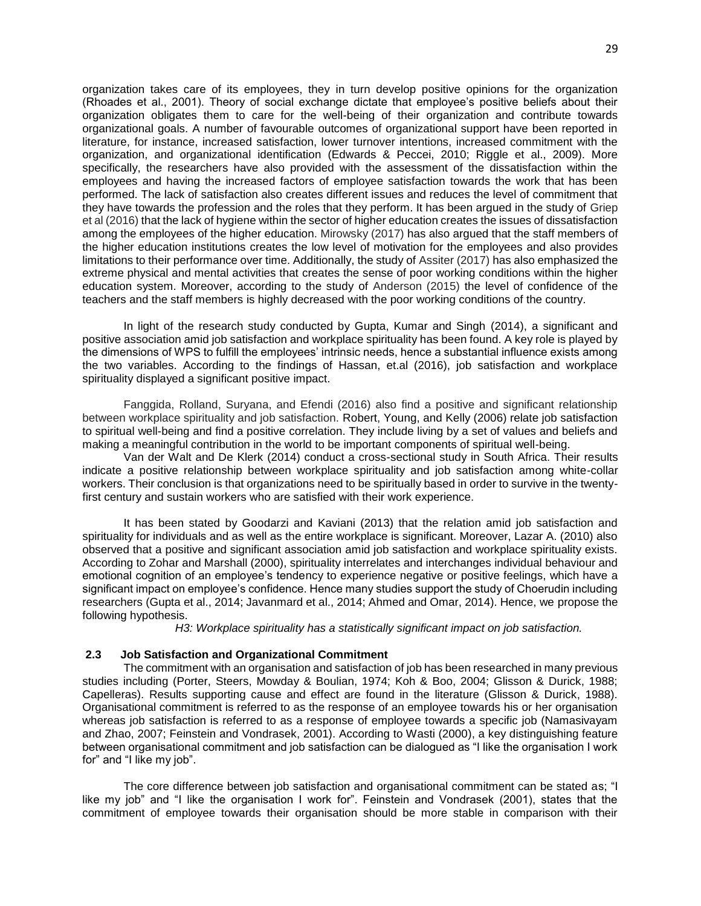organization takes care of its employees, they in turn develop positive opinions for the organization (Rhoades et al., 2001). Theory of social exchange dictate that employee's positive beliefs about their organization obligates them to care for the well-being of their organization and contribute towards organizational goals. A number of favourable outcomes of organizational support have been reported in literature, for instance, increased satisfaction, lower turnover intentions, increased commitment with the organization, and organizational identification (Edwards & Peccei, 2010; Riggle et al., 2009). More specifically, the researchers have also provided with the assessment of the dissatisfaction within the employees and having the increased factors of employee satisfaction towards the work that has been performed. The lack of satisfaction also creates different issues and reduces the level of commitment that they have towards the profession and the roles that they perform. It has been argued in the study of Griep et al (2016) that the lack of hygiene within the sector of higher education creates the issues of dissatisfaction among the employees of the higher education. Mirowsky (2017) has also argued that the staff members of the higher education institutions creates the low level of motivation for the employees and also provides limitations to their performance over time. Additionally, the study of Assiter (2017) has also emphasized the extreme physical and mental activities that creates the sense of poor working conditions within the higher education system. Moreover, according to the study of Anderson (2015) the level of confidence of the teachers and the staff members is highly decreased with the poor working conditions of the country.

In light of the research study conducted by Gupta, Kumar and Singh (2014), a significant and positive association amid job satisfaction and workplace spirituality has been found. A key role is played by the dimensions of WPS to fulfill the employees' intrinsic needs, hence a substantial influence exists among the two variables. According to the findings of Hassan, et.al (2016), job satisfaction and workplace spirituality displayed a significant positive impact.

Fanggida, Rolland, Suryana, and Efendi (2016) also find a positive and significant relationship between workplace spirituality and job satisfaction. Robert, Young, and Kelly (2006) relate job satisfaction to spiritual well-being and find a positive correlation. They include living by a set of values and beliefs and making a meaningful contribution in the world to be important components of spiritual well-being.

Van der Walt and De Klerk (2014) conduct a cross-sectional study in South Africa. Their results indicate a positive relationship between workplace spirituality and job satisfaction among white-collar workers. Their conclusion is that organizations need to be spiritually based in order to survive in the twenty-first century and sustain workers who are satisfied with their work experience.

It has been stated by Goodarzi and Kaviani (2013) that the relation amid job satisfaction and spirituality for individuals and as well as the entire workplace is significant. Moreover, Lazar A. (2010) also observed that a positive and significant association amid job satisfaction and workplace spirituality exists. According to Zohar and Marshall (2000), spirituality interrelates and interchanges individual behaviour and emotional cognition of an employee's tendency to experience negative or positive feelings, which have a significant impact on employee's confidence. Hence many studies support the study of Choerudin including researchers (Gupta et al., 2014; Javanmard et al., 2014; Ahmed and Omar, 2014). Hence, we propose the following hypothesis.

*H3: Workplace spirituality has a statistically significant impact on job satisfaction.*

### 2.3 Job Satisfaction and Organizational Commitment

The commitment with an organisation and satisfaction of job has been researched in many previous studies including (Porter, Steers, Mowday & Boulian, 1974; Koh & Boo, 2004; Glisson & Durick, 1988; Capelleras). Results supporting cause and effect are found in the literature (Glisson & Durick, 1988). Organisational commitment is referred to as the response of an employee towards his or her organisation whereas job satisfaction is referred to as a response of employee towards a specific job (Namasivayam and Zhao, 2007; Feinstein and Vondrasek, 2001). According to Wasti (2000), a key distinguishing feature between organisational commitment and job satisfaction can be dialogued as "I like the organisation I work for" and "I like my job".

The core difference between job satisfaction and organisational commitment can be stated as; "I like my job" and "I like the organisation I work for". Feinstein and Vondrasek (2001), states that the commitment of employee towards their organisation should be more stable in comparison with their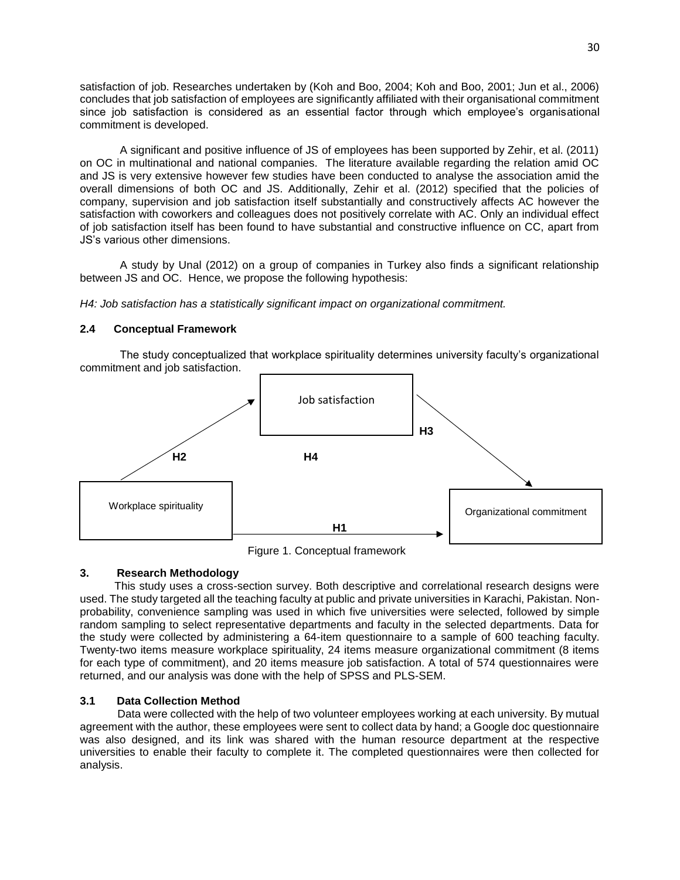satisfaction of job. Researches undertaken by (Koh and Boo, 2004; Koh and Boo, 2001; Jun et al., 2006) concludes that job satisfaction of employees are significantly affiliated with their organisational commitment since job satisfaction is considered as an essential factor through which employee's organisational commitment is developed.

A significant and positive influence of JS of employees has been supported by Zehir, et al. (2011) on OC in multinational and national companies. The literature available regarding the relation amid OC and JS is very extensive however few studies have been conducted to analyse the association amid the overall dimensions of both OC and JS. Additionally, Zehir et al. (2012) specified that the policies of company, supervision and job satisfaction itself substantially and constructively affects AC however the satisfaction with coworkers and colleagues does not positively correlate with AC. Only an individual effect of job satisfaction itself has been found to have substantial and constructive influence on CC, apart from JS's various other dimensions.

A study by Unal (2012) on a group of companies in Turkey also finds a significant relationship between JS and OC. Hence, we propose the following hypothesis:

*H4: Job satisfaction has a statistically significant impact on organizational commitment.*

### 2.4 Conceptual Framework

The study conceptualized that workplace spirituality determines university faculty's organizational commitment and job satisfaction.

Job satisfaction

H2 H4 H3

Workplace spirituality

H1

Organizational commitment

Figure 1. Conceptual framework

## 3. Research Methodology

This study uses a cross-section survey. Both descriptive and correlational research designs were used. The study targeted all the teaching faculty at public and private universities in Karachi, Pakistan. Non-probability, convenience sampling was used in which five universities were selected, followed by simple random sampling to select representative departments and faculty in the selected departments. Data for the study were collected by administering a 64-item questionnaire to a sample of 600 teaching faculty. Twenty-two items measure workplace spirituality, 24 items measure organizational commitment (8 items for each type of commitment), and 20 items measure job satisfaction. A total of 574 questionnaires were returned, and our analysis was done with the help of SPSS and PLS-SEM.

### 3.1 Data Collection Method

Data were collected with the help of two volunteer employees working at each university. By mutual agreement with the author, these employees were sent to collect data by hand; a Google doc questionnaire was also designed, and its link was shared with the human resource department at the respective universities to enable their faculty to complete it. The completed questionnaires were then collected for analysis.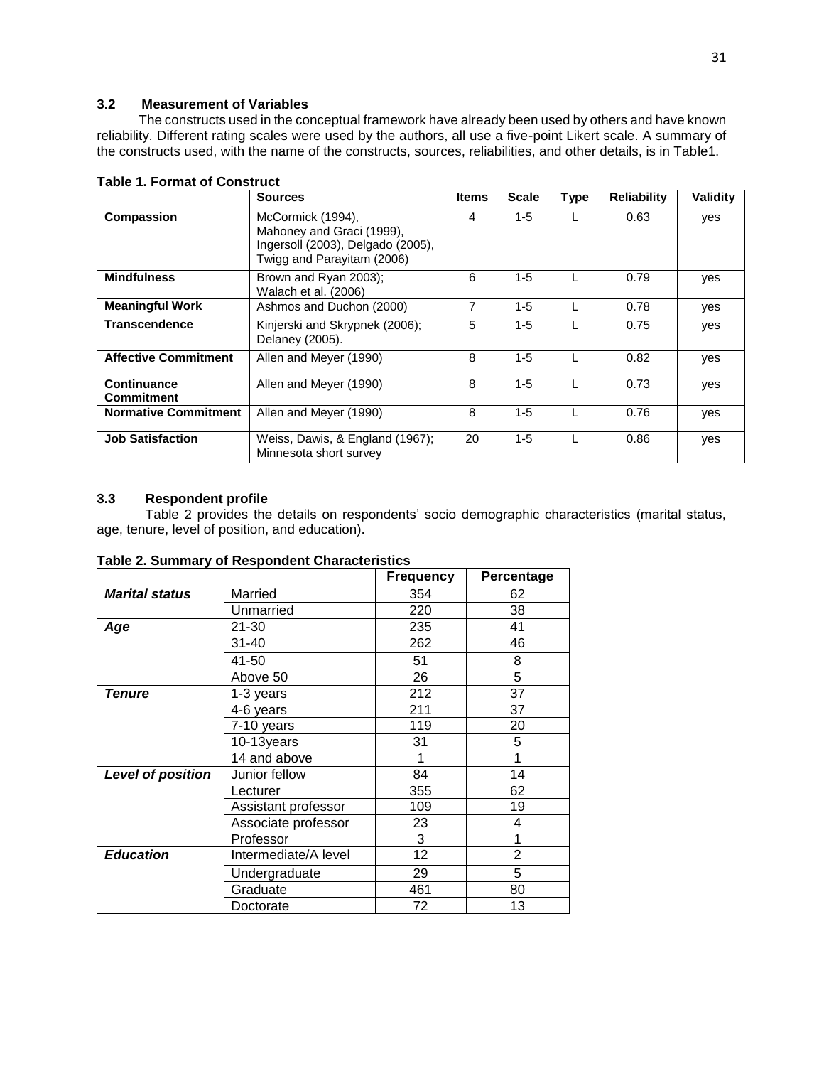### 3.2 Measurement of Variables

The constructs used in the conceptual framework have already been used by others and have known reliability. Different rating scales were used by the authors, all use a five-point Likert scale. A summary of the constructs used, with the name of the constructs, sources, reliabilities, and other details, is in Table1.

**Table 1. Format of Construct**

| | Sources | Items | Scale | Type | Reliability | Validity |
|---|---|---|---|---|---|---|
| **Compassion** | McCormick (1994), Mahoney and Graci (1999), Ingersoll (2003), Delgado (2005), Twigg and Parayitam (2006) | 4 | 1-5 | L | 0.63 | yes |
| **Mindfulness** | Brown and Ryan 2003); Walach et al. (2006) | 6 | 1-5 | L | 0.79 | yes |
| **Meaningful Work** | Ashmos and Duchon (2000) | 7 | 1-5 | L | 0.78 | yes |
| **Transcendence** | Kinjerski and Skrypnek (2006); Delaney (2005). | 5 | 1-5 | L | 0.75 | yes |
| **Affective Commitment** | Allen and Meyer (1990) | 8 | 1-5 | L | 0.82 | yes |
| **Continuance Commitment** | Allen and Meyer (1990) | 8 | 1-5 | L | 0.73 | yes |
| **Normative Commitment** | Allen and Meyer (1990) | 8 | 1-5 | L | 0.76 | yes |
| **Job Satisfaction** | Weiss, Dawis, & England (1967); Minnesota short survey | 20 | 1-5 | L | 0.86 | yes |

### 3.3 Respondent profile

Table 2 provides the details on respondents' socio demographic characteristics (marital status, age, tenure, level of position, and education).

**Table 2. Summary of Respondent Characteristics**

| | | Frequency | Percentage |
|---|---|---|---|
| ***Marital status*** | Married | 354 | 62 |
| | Unmarried | 220 | 38 |
| ***Age*** | 21-30 | 235 | 41 |
| | 31-40 | 262 | 46 |
| | 41-50 | 51 | 8 |
| | Above 50 | 26 | 5 |
| ***Tenure*** | 1-3 years | 212 | 37 |
| | 4-6 years | 211 | 37 |
| | 7-10 years | 119 | 20 |
| | 10-13years | 31 | 5 |
| | 14 and above | 1 | 1 |
| ***Level of position*** | Junior fellow | 84 | 14 |
| | Lecturer | 355 | 62 |
| | Assistant professor | 109 | 19 |
| | Associate professor | 23 | 4 |
| | Professor | 3 | 1 |
| ***Education*** | Intermediate/A level | 12 | 2 |
| | Undergraduate | 29 | 5 |
| | Graduate | 461 | 80 |
| | Doctorate | 72 | 13 |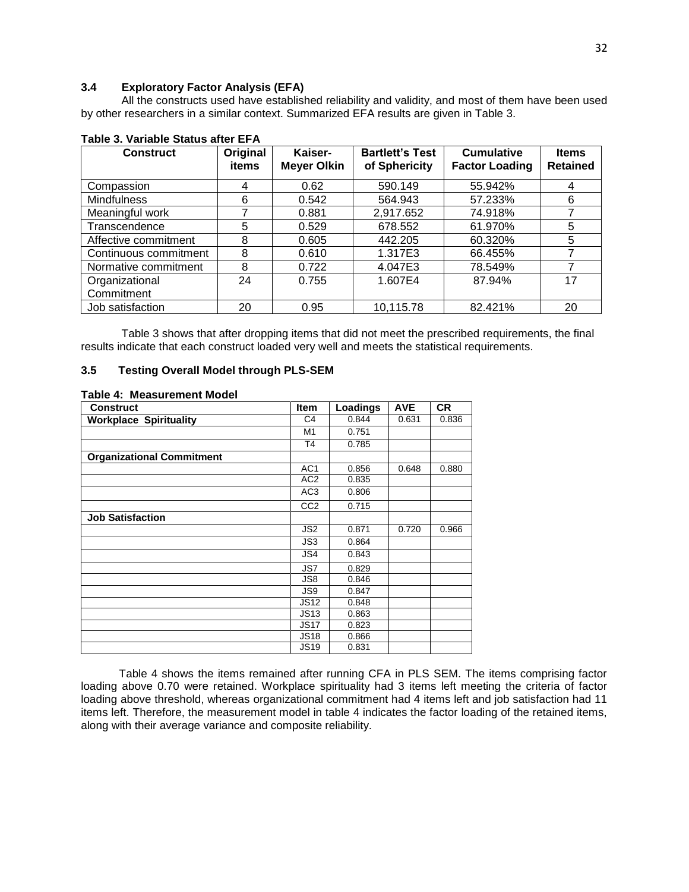### 3.4 Exploratory Factor Analysis (EFA)

All the constructs used have established reliability and validity, and most of them have been used by other researchers in a similar context. Summarized EFA results are given in Table 3.

**Table 3. Variable Status after EFA**

| Construct | Original items | Kaiser-Meyer Olkin | Bartlett's Test of Sphericity | Cumulative Factor Loading | Items Retained |
|---|---|---|---|---|---|
| Compassion | 4 | 0.62 | 590.149 | 55.942% | 4 |
| Mindfulness | 6 | 0.542 | 564.943 | 57.233% | 6 |
| Meaningful work | 7 | 0.881 | 2,917.652 | 74.918% | 7 |
| Transcendence | 5 | 0.529 | 678.552 | 61.970% | 5 |
| Affective commitment | 8 | 0.605 | 442.205 | 60.320% | 5 |
| Continuous commitment | 8 | 0.610 | 1.317E3 | 66.455% | 7 |
| Normative commitment | 8 | 0.722 | 4.047E3 | 78.549% | 7 |
| Organizational Commitment | 24 | 0.755 | 1.607E4 | 87.94% | 17 |
| Job satisfaction | 20 | 0.95 | 10,115.78 | 82.421% | 20 |

Table 3 shows that after dropping items that did not meet the prescribed requirements, the final results indicate that each construct loaded very well and meets the statistical requirements.

### 3.5 Testing Overall Model through PLS-SEM

**Table 4: Measurement Model**

| Construct | Item | Loadings | AVE | CR |
|---|---|---|---|---|
| **Workplace Spirituality** | C4 | 0.844 | 0.631 | 0.836 |
| | M1 | 0.751 | | |
| | T4 | 0.785 | | |
| **Organizational Commitment** | | | | |
| | AC1 | 0.856 | 0.648 | 0.880 |
| | AC2 | 0.835 | | |
| | AC3 | 0.806 | | |
| | CC2 | 0.715 | | |
| **Job Satisfaction** | | | | |
| | JS2 | 0.871 | 0.720 | 0.966 |
| | JS3 | 0.864 | | |
| | JS4 | 0.843 | | |
| | JS7 | 0.829 | | |
| | JS8 | 0.846 | | |
| | JS9 | 0.847 | | |
| | JS12 | 0.848 | | |
| | JS13 | 0.863 | | |
| | JS17 | 0.823 | | |
| | JS18 | 0.866 | | |
| | JS19 | 0.831 | | |

Table 4 shows the items remained after running CFA in PLS SEM. The items comprising factor loading above 0.70 were retained. Workplace spirituality had 3 items left meeting the criteria of factor loading above threshold, whereas organizational commitment had 4 items left and job satisfaction had 11 items left. Therefore, the measurement model in table 4 indicates the factor loading of the retained items, along with their average variance and composite reliability.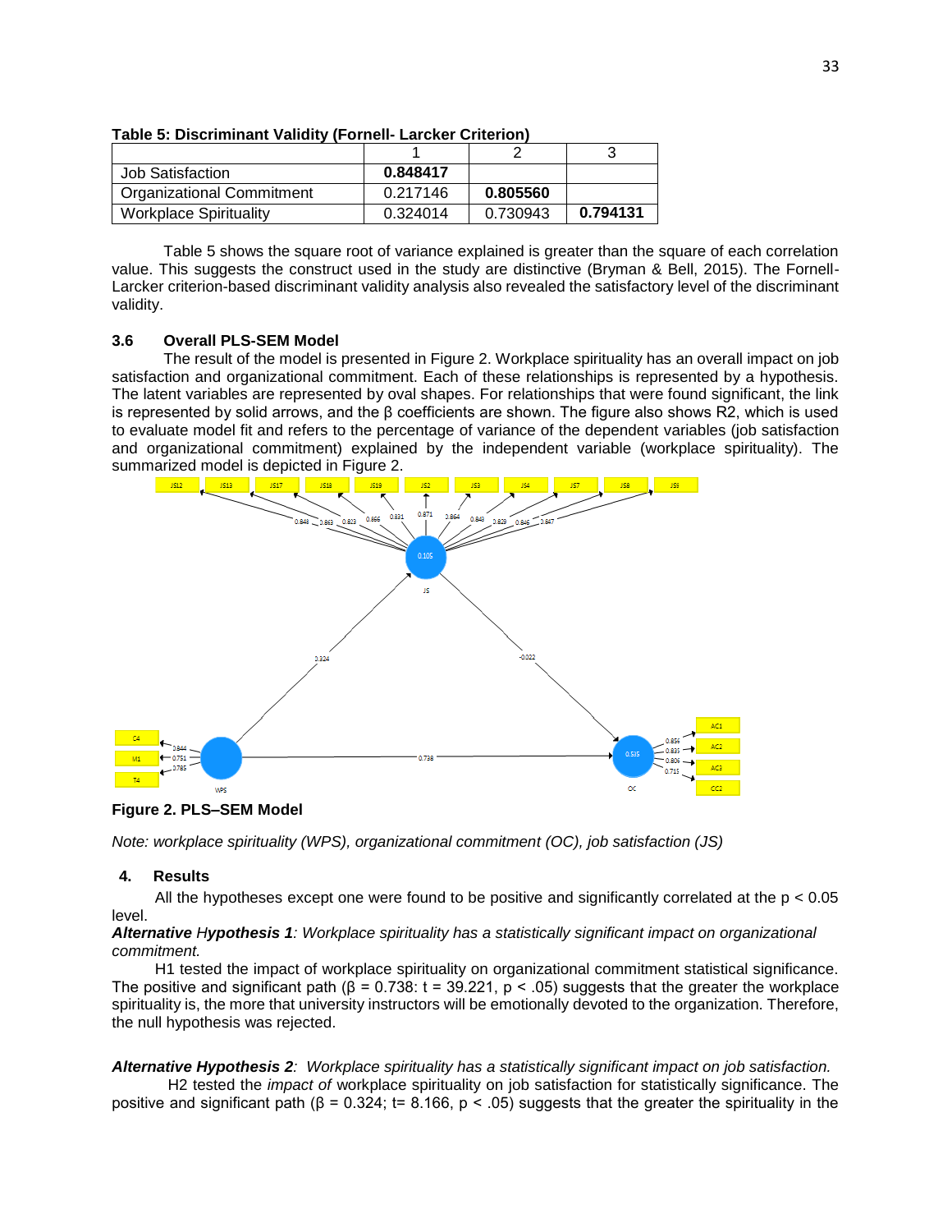**Table 5: Discriminant Validity (Fornell- Larcker Criterion)**

| | 1 | 2 | 3 |
|---|---|---|---|
| Job Satisfaction | **0.848417** | | |
| Organizational Commitment | 0.217146 | **0.805560** | |
| Workplace Spirituality | 0.324014 | 0.730943 | **0.794131** |

Table 5 shows the square root of variance explained is greater than the square of each correlation value. This suggests the construct used in the study are distinctive (Bryman & Bell, 2015). The Fornell-Larcker criterion-based discriminant validity analysis also revealed the satisfactory level of the discriminant validity.

### 3.6 Overall PLS-SEM Model

The result of the model is presented in Figure 2. Workplace spirituality has an overall impact on job satisfaction and organizational commitment. Each of these relationships is represented by a hypothesis. The latent variables are represented by oval shapes. For relationships that were found significant, the link is represented by solid arrows, and the β coefficients are shown. The figure also shows R2, which is used to evaluate model fit and refers to the percentage of variance of the dependent variables (job satisfaction and organizational commitment) explained by the independent variable (workplace spirituality). The summarized model is depicted in Figure 2.

**Figure 2. PLS–SEM Model**

*Note: workplace spirituality (WPS), organizational commitment (OC), job satisfaction (JS)*

## 4. Results

All the hypotheses except one were found to be positive and significantly correlated at the $p < 0.05$ level.

***Alternative Hypothesis 1****: Workplace spirituality has a statistically significant impact on organizational commitment.*

H1 tested the impact of workplace spirituality on organizational commitment statistical significance. The positive and significant path (β = 0.738: t = 39.221, $p < .05$) suggests that the greater the workplace spirituality is, the more that university instructors will be emotionally devoted to the organization. Therefore, the null hypothesis was rejected.

***Alternative Hypothesis 2****: Workplace spirituality has a statistically significant impact on job satisfaction.*

H2 tested the *impact of* workplace spirituality on job satisfaction for statistically significance. The positive and significant path (β = 0.324; t= 8.166, $p < .05$) suggests that the greater the spirituality in the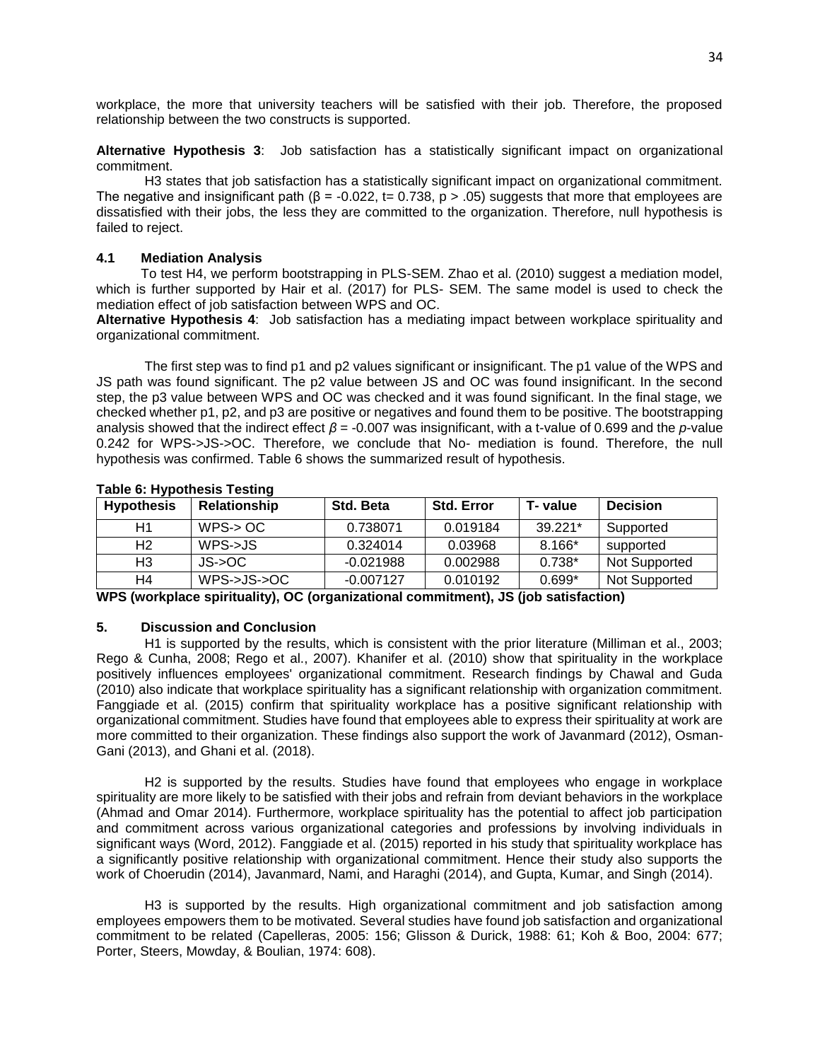workplace, the more that university teachers will be satisfied with their job. Therefore, the proposed relationship between the two constructs is supported.

**Alternative Hypothesis 3**: Job satisfaction has a statistically significant impact on organizational commitment.

H3 states that job satisfaction has a statistically significant impact on organizational commitment. The negative and insignificant path ($\beta$ = -0.022, t= 0.738, p > .05) suggests that more that employees are dissatisfied with their jobs, the less they are committed to the organization. Therefore, null hypothesis is failed to reject.

### 4.1 Mediation Analysis

To test H4, we perform bootstrapping in PLS-SEM. Zhao et al. (2010) suggest a mediation model, which is further supported by Hair et al. (2017) for PLS- SEM. The same model is used to check the mediation effect of job satisfaction between WPS and OC.

**Alternative Hypothesis 4**: Job satisfaction has a mediating impact between workplace spirituality and organizational commitment.

The first step was to find p1 and p2 values significant or insignificant. The p1 value of the WPS and JS path was found significant. The p2 value between JS and OC was found insignificant. In the second step, the p3 value between WPS and OC was checked and it was found significant. In the final stage, we checked whether p1, p2, and p3 are positive or negatives and found them to be positive. The bootstrapping analysis showed that the indirect effect $\beta$ = -0.007 was insignificant, with a t-value of 0.699 and the *p*-value 0.242 for WPS->JS->OC. Therefore, we conclude that No- mediation is found. Therefore, the null hypothesis was confirmed. Table 6 shows the summarized result of hypothesis.

**Table 6: Hypothesis Testing**

| Hypothesis | Relationship | Std. Beta | Std. Error | T- value | Decision |
|---|---|---|---|---|---|
| H1 | WPS-> OC | 0.738071 | 0.019184 | 39.221* | Supported |
| H2 | WPS->JS | 0.324014 | 0.03968 | 8.166* | supported |
| H3 | JS->OC | -0.021988 | 0.002988 | 0.738* | Not Supported |
| H4 | WPS->JS->OC | -0.007127 | 0.010192 | 0.699* | Not Supported |

**WPS (workplace spirituality), OC (organizational commitment), JS (job satisfaction)**

## 5. Discussion and Conclusion

H1 is supported by the results, which is consistent with the prior literature (Milliman et al., 2003; Rego & Cunha, 2008; Rego et al., 2007). Khanifer et al. (2010) show that spirituality in the workplace positively influences employees' organizational commitment. Research findings by Chawal and Guda (2010) also indicate that workplace spirituality has a significant relationship with organization commitment. Fanggiade et al. (2015) confirm that spirituality workplace has a positive significant relationship with organizational commitment. Studies have found that employees able to express their spirituality at work are more committed to their organization. These findings also support the work of Javanmard (2012), Osman-Gani (2013), and Ghani et al. (2018).

H2 is supported by the results. Studies have found that employees who engage in workplace spirituality are more likely to be satisfied with their jobs and refrain from deviant behaviors in the workplace (Ahmad and Omar 2014). Furthermore, workplace spirituality has the potential to affect job participation and commitment across various organizational categories and professions by involving individuals in significant ways (Word, 2012). Fanggiade et al. (2015) reported in his study that spirituality workplace has a significantly positive relationship with organizational commitment. Hence their study also supports the work of Choerudin (2014), Javanmard, Nami, and Haraghi (2014), and Gupta, Kumar, and Singh (2014).

H3 is supported by the results. High organizational commitment and job satisfaction among employees empowers them to be motivated. Several studies have found job satisfaction and organizational commitment to be related (Capelleras, 2005: 156; Glisson & Durick, 1988: 61; Koh & Boo, 2004: 677; Porter, Steers, Mowday, & Boulian, 1974: 608).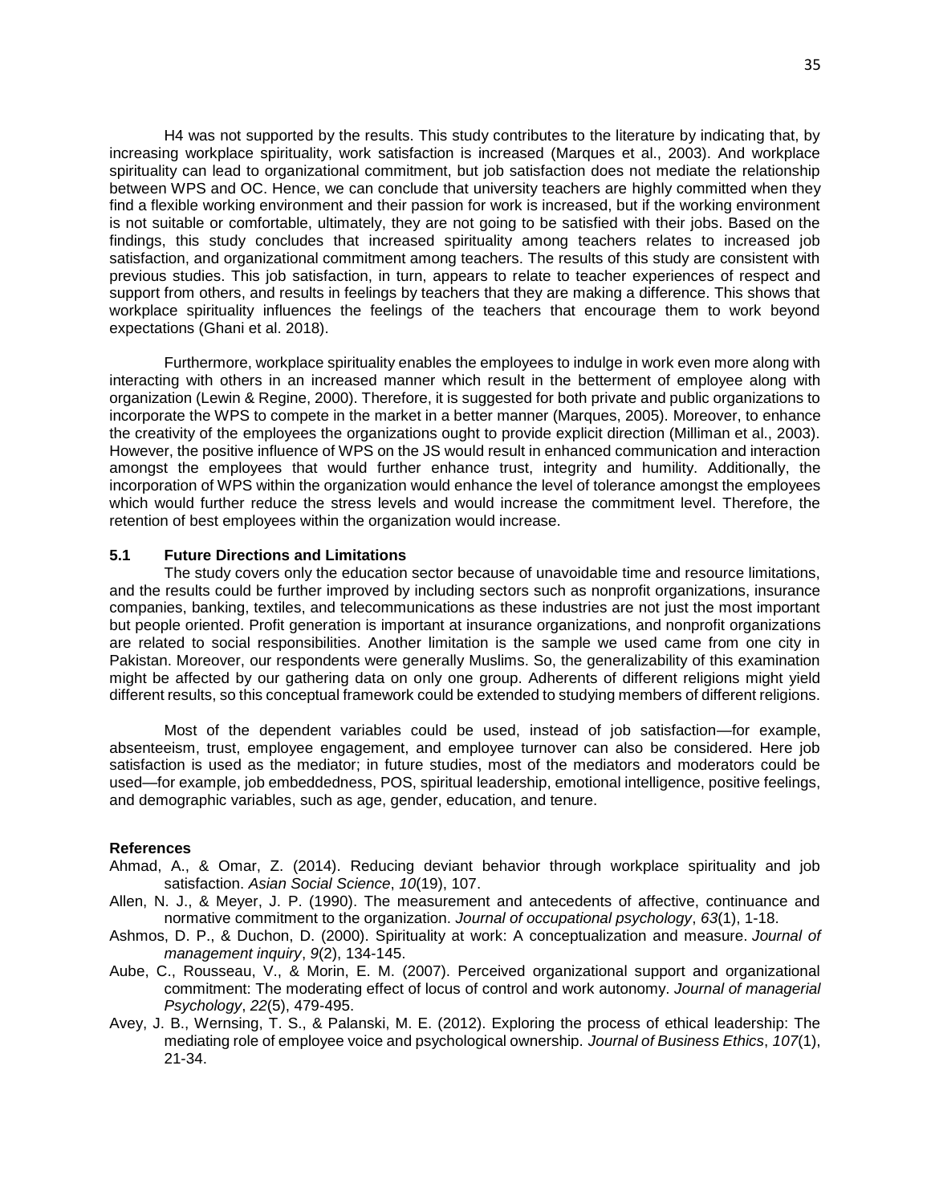H4 was not supported by the results. This study contributes to the literature by indicating that, by increasing workplace spirituality, work satisfaction is increased (Marques et al., 2003). And workplace spirituality can lead to organizational commitment, but job satisfaction does not mediate the relationship between WPS and OC. Hence, we can conclude that university teachers are highly committed when they find a flexible working environment and their passion for work is increased, but if the working environment is not suitable or comfortable, ultimately, they are not going to be satisfied with their jobs. Based on the findings, this study concludes that increased spirituality among teachers relates to increased job satisfaction, and organizational commitment among teachers. The results of this study are consistent with previous studies. This job satisfaction, in turn, appears to relate to teacher experiences of respect and support from others, and results in feelings by teachers that they are making a difference. This shows that workplace spirituality influences the feelings of the teachers that encourage them to work beyond expectations (Ghani et al. 2018).

Furthermore, workplace spirituality enables the employees to indulge in work even more along with interacting with others in an increased manner which result in the betterment of employee along with organization (Lewin & Regine, 2000). Therefore, it is suggested for both private and public organizations to incorporate the WPS to compete in the market in a better manner (Marques, 2005). Moreover, to enhance the creativity of the employees the organizations ought to provide explicit direction (Milliman et al., 2003). However, the positive influence of WPS on the JS would result in enhanced communication and interaction amongst the employees that would further enhance trust, integrity and humility. Additionally, the incorporation of WPS within the organization would enhance the level of tolerance amongst the employees which would further reduce the stress levels and would increase the commitment level. Therefore, the retention of best employees within the organization would increase.

### 5.1 Future Directions and Limitations

The study covers only the education sector because of unavoidable time and resource limitations, and the results could be further improved by including sectors such as nonprofit organizations, insurance companies, banking, textiles, and telecommunications as these industries are not just the most important but people oriented. Profit generation is important at insurance organizations, and nonprofit organizations are related to social responsibilities. Another limitation is the sample we used came from one city in Pakistan. Moreover, our respondents were generally Muslims. So, the generalizability of this examination might be affected by our gathering data on only one group. Adherents of different religions might yield different results, so this conceptual framework could be extended to studying members of different religions.

Most of the dependent variables could be used, instead of job satisfaction—for example, absenteeism, trust, employee engagement, and employee turnover can also be considered. Here job satisfaction is used as the mediator; in future studies, most of the mediators and moderators could be used—for example, job embeddedness, POS, spiritual leadership, emotional intelligence, positive feelings, and demographic variables, such as age, gender, education, and tenure.

### References

Ahmad, A., & Omar, Z. (2014). Reducing deviant behavior through workplace spirituality and job satisfaction. *Asian Social Science*, *10*(19), 107.

Allen, N. J., & Meyer, J. P. (1990). The measurement and antecedents of affective, continuance and normative commitment to the organization. *Journal of occupational psychology*, *63*(1), 1-18.

Ashmos, D. P., & Duchon, D. (2000). Spirituality at work: A conceptualization and measure. *Journal of management inquiry*, *9*(2), 134-145.

Aube, C., Rousseau, V., & Morin, E. M. (2007). Perceived organizational support and organizational commitment: The moderating effect of locus of control and work autonomy. *Journal of managerial Psychology*, *22*(5), 479-495.

Avey, J. B., Wernsing, T. S., & Palanski, M. E. (2012). Exploring the process of ethical leadership: The mediating role of employee voice and psychological ownership. *Journal of Business Ethics*, *107*(1), 21-34.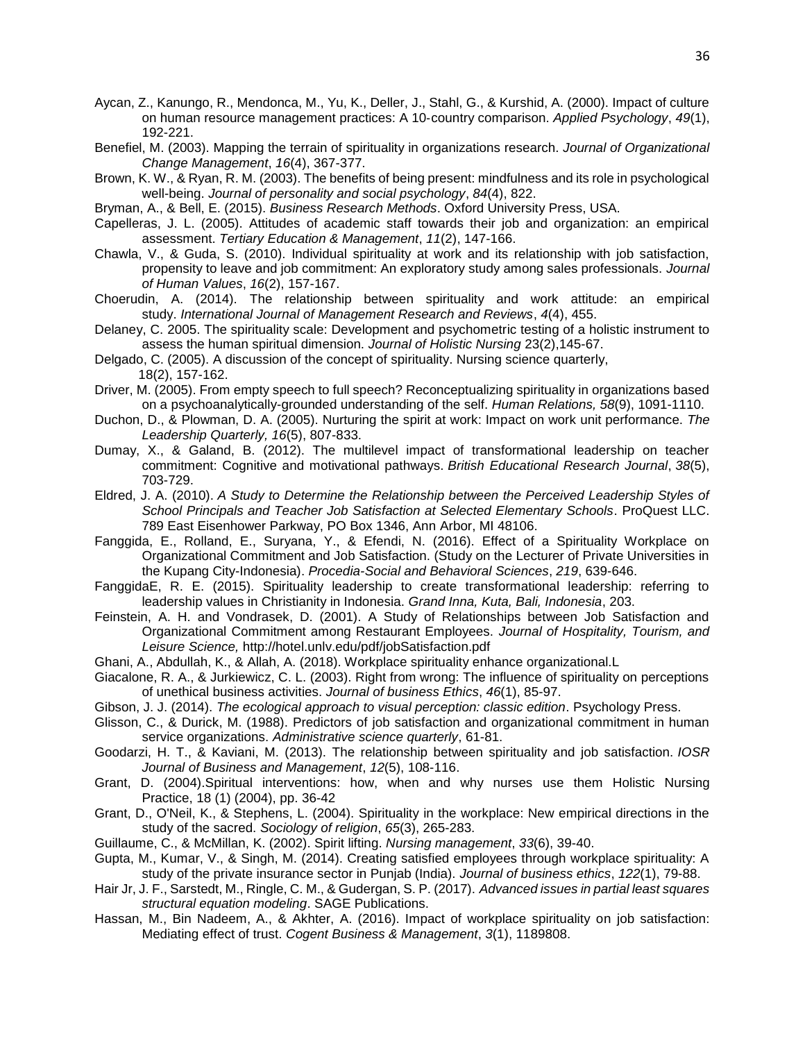Aycan, Z., Kanungo, R., Mendonca, M., Yu, K., Deller, J., Stahl, G., & Kurshid, A. (2000). Impact of culture on human resource management practices: A 10-country comparison. *Applied Psychology*, *49*(1), 192-221.

Benefiel, M. (2003). Mapping the terrain of spirituality in organizations research. *Journal of Organizational Change Management*, *16*(4), 367-377.

Brown, K. W., & Ryan, R. M. (2003). The benefits of being present: mindfulness and its role in psychological well-being. *Journal of personality and social psychology*, *84*(4), 822.

Bryman, A., & Bell, E. (2015). *Business Research Methods*. Oxford University Press, USA.

Capelleras, J. L. (2005). Attitudes of academic staff towards their job and organization: an empirical assessment. *Tertiary Education & Management*, *11*(2), 147-166.

Chawla, V., & Guda, S. (2010). Individual spirituality at work and its relationship with job satisfaction, propensity to leave and job commitment: An exploratory study among sales professionals. *Journal of Human Values*, *16*(2), 157-167.

Choerudin, A. (2014). The relationship between spirituality and work attitude: an empirical study. *International Journal of Management Research and Reviews*, *4*(4), 455.

Delaney, C. 2005. The spirituality scale: Development and psychometric testing of a holistic instrument to assess the human spiritual dimension. *Journal of Holistic Nursing* 23(2),145-67.

Delgado, C. (2005). A discussion of the concept of spirituality. Nursing science quarterly, 18(2), 157-162.

Driver, M. (2005). From empty speech to full speech? Reconceptualizing spirituality in organizations based on a psychoanalytically-grounded understanding of the self. *Human Relations, 58*(9), 1091-1110.

Duchon, D., & Plowman, D. A. (2005). Nurturing the spirit at work: Impact on work unit performance. *The Leadership Quarterly, 16*(5), 807-833.

Dumay, X., & Galand, B. (2012). The multilevel impact of transformational leadership on teacher commitment: Cognitive and motivational pathways. *British Educational Research Journal*, *38*(5), 703-729.

Eldred, J. A. (2010). *A Study to Determine the Relationship between the Perceived Leadership Styles of School Principals and Teacher Job Satisfaction at Selected Elementary Schools*. ProQuest LLC. 789 East Eisenhower Parkway, PO Box 1346, Ann Arbor, MI 48106.

Fanggida, E., Rolland, E., Suryana, Y., & Efendi, N. (2016). Effect of a Spirituality Workplace on Organizational Commitment and Job Satisfaction. (Study on the Lecturer of Private Universities in the Kupang City-Indonesia). *Procedia-Social and Behavioral Sciences*, *219*, 639-646.

FanggidaE, R. E. (2015). Spirituality leadership to create transformational leadership: referring to leadership values in Christianity in Indonesia. *Grand Inna, Kuta, Bali, Indonesia*, 203.

Feinstein, A. H. and Vondrasek, D. (2001). A Study of Relationships between Job Satisfaction and Organizational Commitment among Restaurant Employees. *Journal of Hospitality, Tourism, and Leisure Science,* http://hotel.unlv.edu/pdf/jobSatisfaction.pdf

Ghani, A., Abdullah, K., & Allah, A. (2018). Workplace spirituality enhance organizational.L

Giacalone, R. A., & Jurkiewicz, C. L. (2003). Right from wrong: The influence of spirituality on perceptions of unethical business activities. *Journal of business Ethics*, *46*(1), 85-97.

Gibson, J. J. (2014). *The ecological approach to visual perception: classic edition*. Psychology Press.

Glisson, C., & Durick, M. (1988). Predictors of job satisfaction and organizational commitment in human service organizations. *Administrative science quarterly*, 61-81.

Goodarzi, H. T., & Kaviani, M. (2013). The relationship between spirituality and job satisfaction. *IOSR Journal of Business and Management*, *12*(5), 108-116.

Grant, D. (2004).Spiritual interventions: how, when and why nurses use them Holistic Nursing Practice, 18 (1) (2004), pp. 36-42

Grant, D., O'Neil, K., & Stephens, L. (2004). Spirituality in the workplace: New empirical directions in the study of the sacred. *Sociology of religion*, *65*(3), 265-283.

Guillaume, C., & McMillan, K. (2002). Spirit lifting. *Nursing management*, *33*(6), 39-40.

Gupta, M., Kumar, V., & Singh, M. (2014). Creating satisfied employees through workplace spirituality: A study of the private insurance sector in Punjab (India). *Journal of business ethics*, *122*(1), 79-88.

Hair Jr, J. F., Sarstedt, M., Ringle, C. M., & Gudergan, S. P. (2017). *Advanced issues in partial least squares structural equation modeling*. SAGE Publications.

Hassan, M., Bin Nadeem, A., & Akhter, A. (2016). Impact of workplace spirituality on job satisfaction: Mediating effect of trust. *Cogent Business & Management*, *3*(1), 1189808.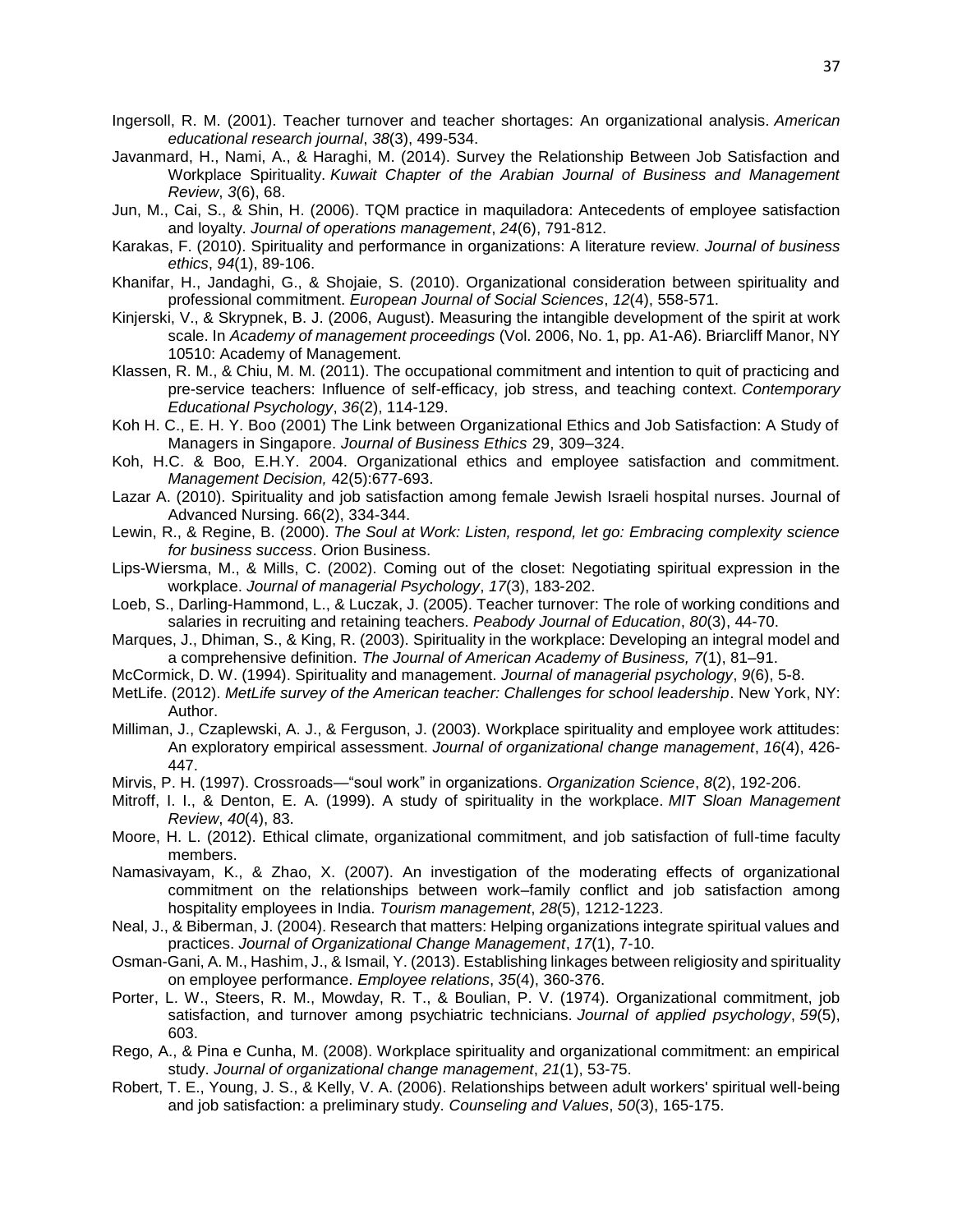Ingersoll, R. M. (2001). Teacher turnover and teacher shortages: An organizational analysis. *American educational research journal*, *38*(3), 499-534.

Javanmard, H., Nami, A., & Haraghi, M. (2014). Survey the Relationship Between Job Satisfaction and Workplace Spirituality. *Kuwait Chapter of the Arabian Journal of Business and Management Review*, *3*(6), 68.

Jun, M., Cai, S., & Shin, H. (2006). TQM practice in maquiladora: Antecedents of employee satisfaction and loyalty. *Journal of operations management*, *24*(6), 791-812.

Karakas, F. (2010). Spirituality and performance in organizations: A literature review. *Journal of business ethics*, *94*(1), 89-106.

Khanifar, H., Jandaghi, G., & Shojaie, S. (2010). Organizational consideration between spirituality and professional commitment. *European Journal of Social Sciences*, *12*(4), 558-571.

Kinjerski, V., & Skrypnek, B. J. (2006, August). Measuring the intangible development of the spirit at work scale. In *Academy of management proceedings* (Vol. 2006, No. 1, pp. A1-A6). Briarcliff Manor, NY 10510: Academy of Management.

Klassen, R. M., & Chiu, M. M. (2011). The occupational commitment and intention to quit of practicing and pre-service teachers: Influence of self-efficacy, job stress, and teaching context. *Contemporary Educational Psychology*, *36*(2), 114-129.

Koh H. C., E. H. Y. Boo (2001) The Link between Organizational Ethics and Job Satisfaction: A Study of Managers in Singapore. *Journal of Business Ethics* 29, 309–324.

Koh, H.C. & Boo, E.H.Y. 2004. Organizational ethics and employee satisfaction and commitment. *Management Decision,* 42(5):677-693.

Lazar A. (2010). Spirituality and job satisfaction among female Jewish Israeli hospital nurses. Journal of Advanced Nursing. 66(2), 334-344.

Lewin, R., & Regine, B. (2000). *The Soul at Work: Listen, respond, let go: Embracing complexity science for business success*. Orion Business.

Lips-Wiersma, M., & Mills, C. (2002). Coming out of the closet: Negotiating spiritual expression in the workplace. *Journal of managerial Psychology*, *17*(3), 183-202.

Loeb, S., Darling-Hammond, L., & Luczak, J. (2005). Teacher turnover: The role of working conditions and salaries in recruiting and retaining teachers. *Peabody Journal of Education*, *80*(3), 44-70.

Marques, J., Dhiman, S., & King, R. (2003). Spirituality in the workplace: Developing an integral model and a comprehensive definition. *The Journal of American Academy of Business, 7*(1), 81–91.

McCormick, D. W. (1994). Spirituality and management. *Journal of managerial psychology*, *9*(6), 5-8.

MetLife. (2012). *MetLife survey of the American teacher: Challenges for school leadership*. New York, NY: Author.

Milliman, J., Czaplewski, A. J., & Ferguson, J. (2003). Workplace spirituality and employee work attitudes: An exploratory empirical assessment. *Journal of organizational change management*, *16*(4), 426-447.

Mirvis, P. H. (1997). Crossroads—"soul work" in organizations. *Organization Science*, *8*(2), 192-206.

Mitroff, I. I., & Denton, E. A. (1999). A study of spirituality in the workplace. *MIT Sloan Management Review*, *40*(4), 83.

Moore, H. L. (2012). Ethical climate, organizational commitment, and job satisfaction of full-time faculty members.

Namasivayam, K., & Zhao, X. (2007). An investigation of the moderating effects of organizational commitment on the relationships between work–family conflict and job satisfaction among hospitality employees in India. *Tourism management*, *28*(5), 1212-1223.

Neal, J., & Biberman, J. (2004). Research that matters: Helping organizations integrate spiritual values and practices. *Journal of Organizational Change Management*, *17*(1), 7-10.

Osman-Gani, A. M., Hashim, J., & Ismail, Y. (2013). Establishing linkages between religiosity and spirituality on employee performance. *Employee relations*, *35*(4), 360-376.

Porter, L. W., Steers, R. M., Mowday, R. T., & Boulian, P. V. (1974). Organizational commitment, job satisfaction, and turnover among psychiatric technicians. *Journal of applied psychology*, *59*(5), 603.

Rego, A., & Pina e Cunha, M. (2008). Workplace spirituality and organizational commitment: an empirical study. *Journal of organizational change management*, *21*(1), 53-75.

Robert, T. E., Young, J. S., & Kelly, V. A. (2006). Relationships between adult workers' spiritual well-being and job satisfaction: a preliminary study. *Counseling and Values*, *50*(3), 165-175.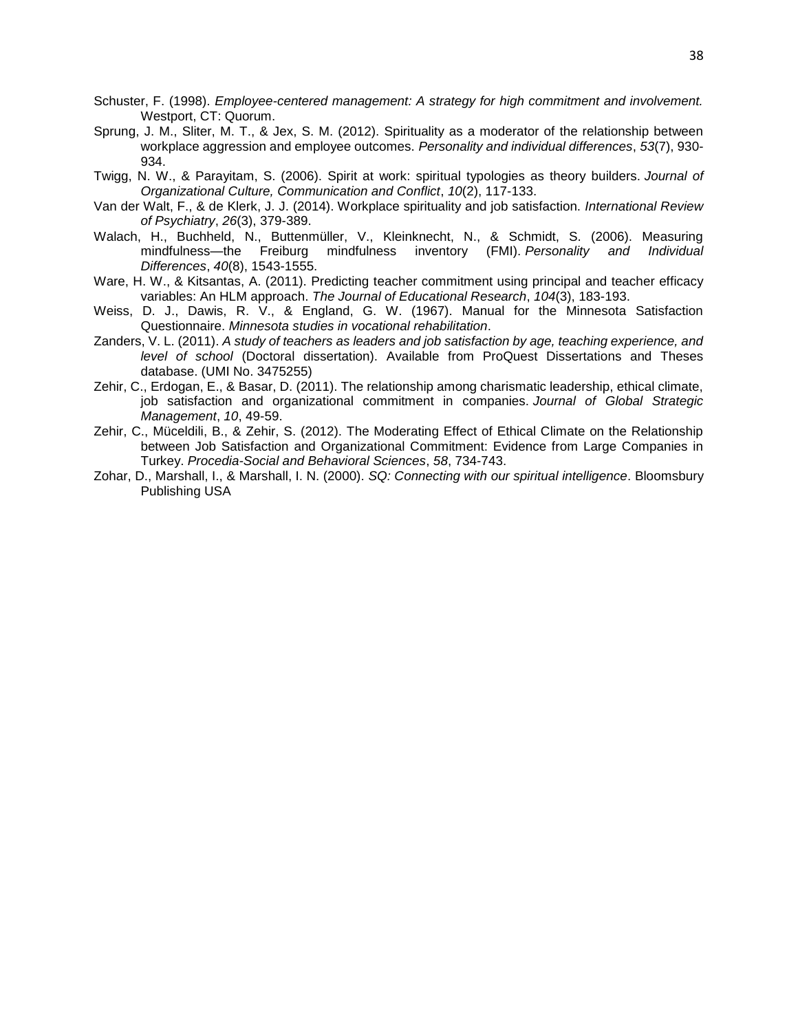Schuster, F. (1998). *Employee-centered management: A strategy for high commitment and involvement.* Westport, CT: Quorum.

Sprung, J. M., Sliter, M. T., & Jex, S. M. (2012). Spirituality as a moderator of the relationship between workplace aggression and employee outcomes. *Personality and individual differences*, *53*(7), 930-934.

Twigg, N. W., & Parayitam, S. (2006). Spirit at work: spiritual typologies as theory builders. *Journal of Organizational Culture, Communication and Conflict*, *10*(2), 117-133.

Van der Walt, F., & de Klerk, J. J. (2014). Workplace spirituality and job satisfaction. *International Review of Psychiatry*, *26*(3), 379-389.

Walach, H., Buchheld, N., Buttenmüller, V., Kleinknecht, N., & Schmidt, S. (2006). Measuring mindfulness—the Freiburg mindfulness inventory (FMI). *Personality and Individual Differences*, *40*(8), 1543-1555.

Ware, H. W., & Kitsantas, A. (2011). Predicting teacher commitment using principal and teacher efficacy variables: An HLM approach. *The Journal of Educational Research*, *104*(3), 183-193.

Weiss, D. J., Dawis, R. V., & England, G. W. (1967). Manual for the Minnesota Satisfaction Questionnaire. *Minnesota studies in vocational rehabilitation*.

Zanders, V. L. (2011). *A study of teachers as leaders and job satisfaction by age, teaching experience, and level of school* (Doctoral dissertation). Available from ProQuest Dissertations and Theses database. (UMI No. 3475255)

Zehir, C., Erdogan, E., & Basar, D. (2011). The relationship among charismatic leadership, ethical climate, job satisfaction and organizational commitment in companies. *Journal of Global Strategic Management*, *10*, 49-59.

Zehir, C., Müceldili, B., & Zehir, S. (2012). The Moderating Effect of Ethical Climate on the Relationship between Job Satisfaction and Organizational Commitment: Evidence from Large Companies in Turkey. *Procedia-Social and Behavioral Sciences*, *58*, 734-743.

Zohar, D., Marshall, I., & Marshall, I. N. (2000). *SQ: Connecting with our spiritual intelligence*. Bloomsbury Publishing USA